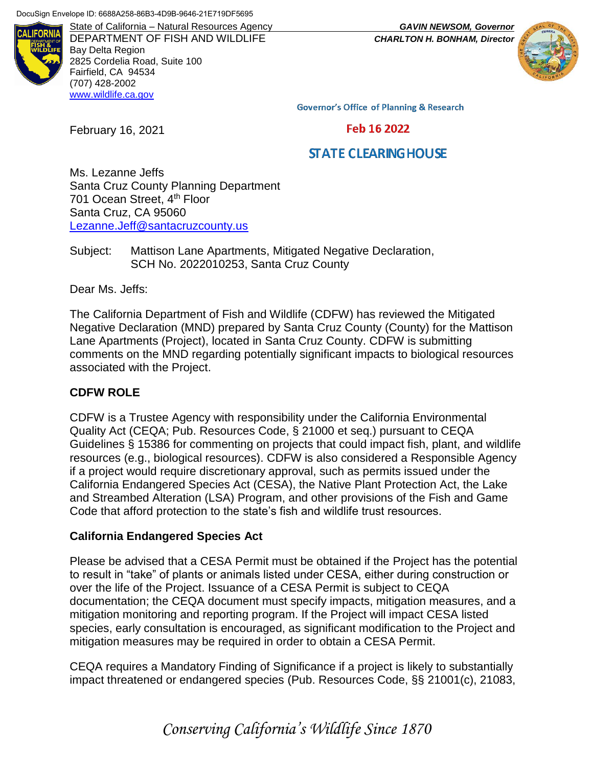DocuSign Envelope ID: 6688A258-86B3-4D9B-9646-21E719DF5695

State of California – Natural Resources Agency
DEPARTMENT OF FISH AND WILDLIFE
Bay Delta Region
2825 Cordelia Road, Suite 100
Fairfield, CA 94534
(707) 428-2002
www.wildlife.ca.gov

***GAVIN NEWSOM, Governor***
***CHARLTON H. BONHAM, Director***

Governor's Office of Planning & Research

Feb 16 2022

STATE CLEARING HOUSE

February 16, 2021

Ms. Lezanne Jeffs
Santa Cruz County Planning Department
701 Ocean Street, 4th Floor
Santa Cruz, CA 95060
Lezanne.Jeff@santacruzcounty.us

Subject: Mattison Lane Apartments, Mitigated Negative Declaration, SCH No. 2022010253, Santa Cruz County

Dear Ms. Jeffs:

The California Department of Fish and Wildlife (CDFW) has reviewed the Mitigated Negative Declaration (MND) prepared by Santa Cruz County (County) for the Mattison Lane Apartments (Project), located in Santa Cruz County. CDFW is submitting comments on the MND regarding potentially significant impacts to biological resources associated with the Project.

## CDFW ROLE

CDFW is a Trustee Agency with responsibility under the California Environmental Quality Act (CEQA; Pub. Resources Code, § 21000 et seq.) pursuant to CEQA Guidelines § 15386 for commenting on projects that could impact fish, plant, and wildlife resources (e.g., biological resources). CDFW is also considered a Responsible Agency if a project would require discretionary approval, such as permits issued under the California Endangered Species Act (CESA), the Native Plant Protection Act, the Lake and Streambed Alteration (LSA) Program, and other provisions of the Fish and Game Code that afford protection to the state's fish and wildlife trust resources.

### California Endangered Species Act

Please be advised that a CESA Permit must be obtained if the Project has the potential to result in "take" of plants or animals listed under CESA, either during construction or over the life of the Project. Issuance of a CESA Permit is subject to CEQA documentation; the CEQA document must specify impacts, mitigation measures, and a mitigation monitoring and reporting program. If the Project will impact CESA listed species, early consultation is encouraged, as significant modification to the Project and mitigation measures may be required in order to obtain a CESA Permit.

CEQA requires a Mandatory Finding of Significance if a project is likely to substantially impact threatened or endangered species (Pub. Resources Code, §§ 21001(c), 21083,

*Conserving California's Wildlife Since 1870*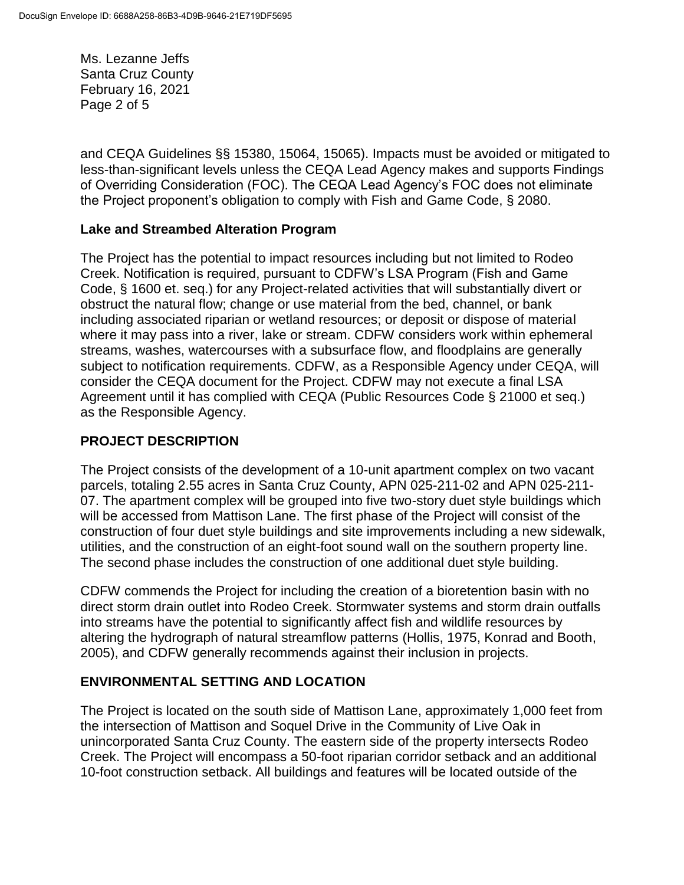and CEQA Guidelines §§ 15380, 15064, 15065). Impacts must be avoided or mitigated to less-than-significant levels unless the CEQA Lead Agency makes and supports Findings of Overriding Consideration (FOC). The CEQA Lead Agency's FOC does not eliminate the Project proponent's obligation to comply with Fish and Game Code, § 2080.

**Lake and Streambed Alteration Program**

The Project has the potential to impact resources including but not limited to Rodeo Creek. Notification is required, pursuant to CDFW's LSA Program (Fish and Game Code, § 1600 et. seq.) for any Project-related activities that will substantially divert or obstruct the natural flow; change or use material from the bed, channel, or bank including associated riparian or wetland resources; or deposit or dispose of material where it may pass into a river, lake or stream. CDFW considers work within ephemeral streams, washes, watercourses with a subsurface flow, and floodplains are generally subject to notification requirements. CDFW, as a Responsible Agency under CEQA, will consider the CEQA document for the Project. CDFW may not execute a final LSA Agreement until it has complied with CEQA (Public Resources Code § 21000 et seq.) as the Responsible Agency.

## PROJECT DESCRIPTION

The Project consists of the development of a 10-unit apartment complex on two vacant parcels, totaling 2.55 acres in Santa Cruz County, APN 025-211-02 and APN 025-211-07. The apartment complex will be grouped into five two-story duet style buildings which will be accessed from Mattison Lane. The first phase of the Project will consist of the construction of four duet style buildings and site improvements including a new sidewalk, utilities, and the construction of an eight-foot sound wall on the southern property line. The second phase includes the construction of one additional duet style building.

CDFW commends the Project for including the creation of a bioretention basin with no direct storm drain outlet into Rodeo Creek. Stormwater systems and storm drain outfalls into streams have the potential to significantly affect fish and wildlife resources by altering the hydrograph of natural streamflow patterns (Hollis, 1975, Konrad and Booth, 2005), and CDFW generally recommends against their inclusion in projects.

## ENVIRONMENTAL SETTING AND LOCATION

The Project is located on the south side of Mattison Lane, approximately 1,000 feet from the intersection of Mattison and Soquel Drive in the Community of Live Oak in unincorporated Santa Cruz County. The eastern side of the property intersects Rodeo Creek. The Project will encompass a 50-foot riparian corridor setback and an additional 10-foot construction setback. All buildings and features will be located outside of the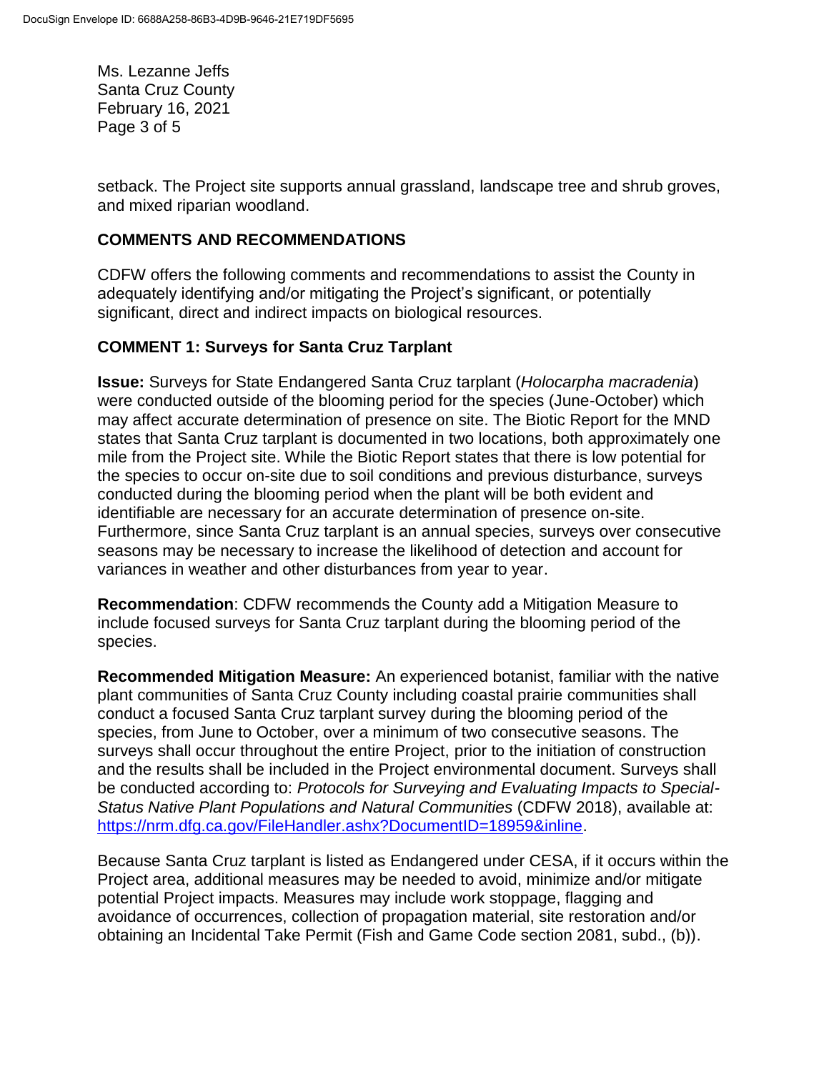setback. The Project site supports annual grassland, landscape tree and shrub groves, and mixed riparian woodland.

## COMMENTS AND RECOMMENDATIONS

CDFW offers the following comments and recommendations to assist the County in adequately identifying and/or mitigating the Project's significant, or potentially significant, direct and indirect impacts on biological resources.

### COMMENT 1: Surveys for Santa Cruz Tarplant

**Issue:** Surveys for State Endangered Santa Cruz tarplant (*Holocarpha macradenia*) were conducted outside of the blooming period for the species (June-October) which may affect accurate determination of presence on site. The Biotic Report for the MND states that Santa Cruz tarplant is documented in two locations, both approximately one mile from the Project site. While the Biotic Report states that there is low potential for the species to occur on-site due to soil conditions and previous disturbance, surveys conducted during the blooming period when the plant will be both evident and identifiable are necessary for an accurate determination of presence on-site. Furthermore, since Santa Cruz tarplant is an annual species, surveys over consecutive seasons may be necessary to increase the likelihood of detection and account for variances in weather and other disturbances from year to year.

**Recommendation**: CDFW recommends the County add a Mitigation Measure to include focused surveys for Santa Cruz tarplant during the blooming period of the species.

**Recommended Mitigation Measure:** An experienced botanist, familiar with the native plant communities of Santa Cruz County including coastal prairie communities shall conduct a focused Santa Cruz tarplant survey during the blooming period of the species, from June to October, over a minimum of two consecutive seasons. The surveys shall occur throughout the entire Project, prior to the initiation of construction and the results shall be included in the Project environmental document. Surveys shall be conducted according to: *Protocols for Surveying and Evaluating Impacts to Special-Status Native Plant Populations and Natural Communities* (CDFW 2018), available at: https://nrm.dfg.ca.gov/FileHandler.ashx?DocumentID=18959&inline.

Because Santa Cruz tarplant is listed as Endangered under CESA, if it occurs within the Project area, additional measures may be needed to avoid, minimize and/or mitigate potential Project impacts. Measures may include work stoppage, flagging and avoidance of occurrences, collection of propagation material, site restoration and/or obtaining an Incidental Take Permit (Fish and Game Code section 2081, subd., (b)).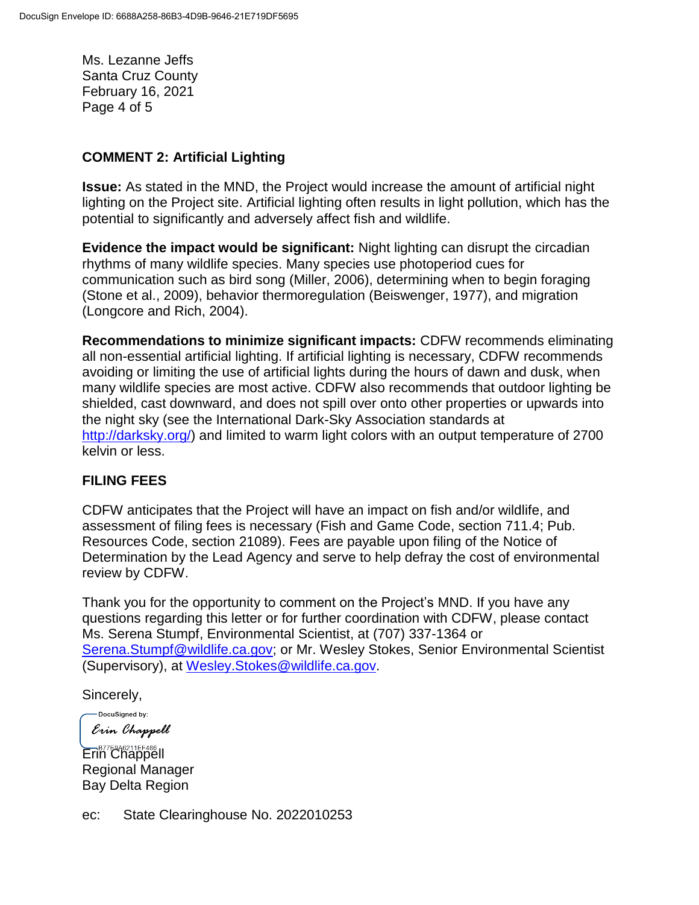Ms. Lezanne Jeffs
Santa Cruz County
February 16, 2021

**COMMENT 2: Artificial Lighting**

**Issue:** As stated in the MND, the Project would increase the amount of artificial night lighting on the Project site. Artificial lighting often results in light pollution, which has the potential to significantly and adversely affect fish and wildlife.

**Evidence the impact would be significant:** Night lighting can disrupt the circadian rhythms of many wildlife species. Many species use photoperiod cues for communication such as bird song (Miller, 2006), determining when to begin foraging (Stone et al., 2009), behavior thermoregulation (Beiswenger, 1977), and migration (Longcore and Rich, 2004).

**Recommendations to minimize significant impacts:** CDFW recommends eliminating all non-essential artificial lighting. If artificial lighting is necessary, CDFW recommends avoiding or limiting the use of artificial lights during the hours of dawn and dusk, when many wildlife species are most active. CDFW also recommends that outdoor lighting be shielded, cast downward, and does not spill over onto other properties or upwards into the night sky (see the International Dark-Sky Association standards at http://darksky.org/) and limited to warm light colors with an output temperature of 2700 kelvin or less.

**FILING FEES**

CDFW anticipates that the Project will have an impact on fish and/or wildlife, and assessment of filing fees is necessary (Fish and Game Code, section 711.4; Pub. Resources Code, section 21089). Fees are payable upon filing of the Notice of Determination by the Lead Agency and serve to help defray the cost of environmental review by CDFW.

Thank you for the opportunity to comment on the Project's MND. If you have any questions regarding this letter or for further coordination with CDFW, please contact Ms. Serena Stumpf, Environmental Scientist, at (707) 337-1364 or Serena.Stumpf@wildlife.ca.gov; or Mr. Wesley Stokes, Senior Environmental Scientist (Supervisory), at Wesley.Stokes@wildlife.ca.gov.

Sincerely,

DocuSigned by:
*Erin Chappell*
B77E9A6211EF486

Erin Chappell
Regional Manager
Bay Delta Region

ec: State Clearinghouse No. 2022010253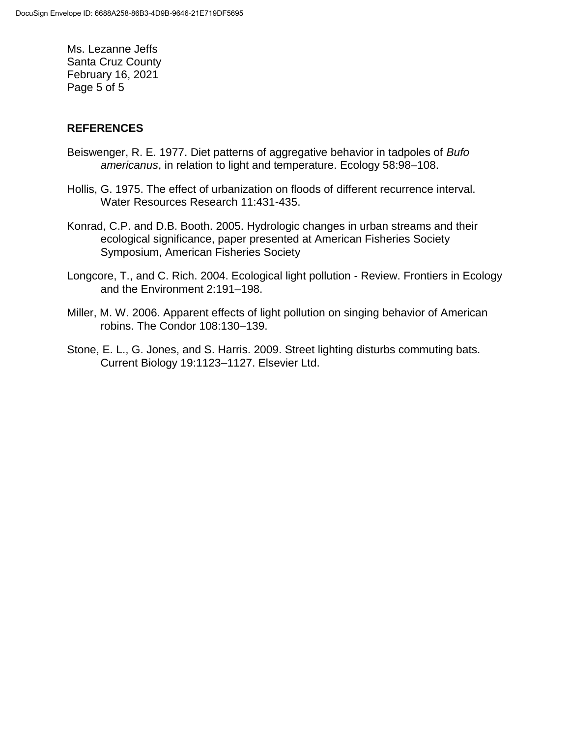## REFERENCES

Beiswenger, R. E. 1977. Diet patterns of aggregative behavior in tadpoles of *Bufo americanus*, in relation to light and temperature. Ecology 58:98–108.

Hollis, G. 1975. The effect of urbanization on floods of different recurrence interval. Water Resources Research 11:431-435.

Konrad, C.P. and D.B. Booth. 2005. Hydrologic changes in urban streams and their ecological significance, paper presented at American Fisheries Society Symposium, American Fisheries Society

Longcore, T., and C. Rich. 2004. Ecological light pollution - Review. Frontiers in Ecology and the Environment 2:191–198.

Miller, M. W. 2006. Apparent effects of light pollution on singing behavior of American robins. The Condor 108:130–139.

Stone, E. L., G. Jones, and S. Harris. 2009. Street lighting disturbs commuting bats. Current Biology 19:1123–1127. Elsevier Ltd.